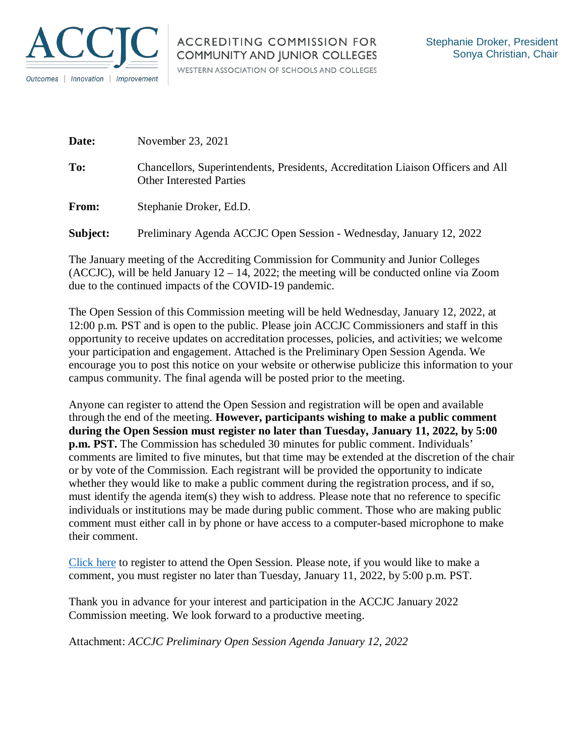**ACCJC**

Outcomes | Innovation | Improvement

ACCREDITING COMMISSION FOR COMMUNITY AND JUNIOR COLLEGES
WESTERN ASSOCIATION OF SCHOOLS AND COLLEGES

Stephanie Droker, President
Sonya Christian, Chair

**Date:** November 23, 2021

**To:** Chancellors, Superintendents, Presidents, Accreditation Liaison Officers and All Other Interested Parties

**From:** Stephanie Droker, Ed.D.

**Subject:** Preliminary Agenda ACCJC Open Session - Wednesday, January 12, 2022

The January meeting of the Accrediting Commission for Community and Junior Colleges (ACCJC), will be held January 12 – 14, 2022; the meeting will be conducted online via Zoom due to the continued impacts of the COVID-19 pandemic.

The Open Session of this Commission meeting will be held Wednesday, January 12, 2022, at 12:00 p.m. PST and is open to the public. Please join ACCJC Commissioners and staff in this opportunity to receive updates on accreditation processes, policies, and activities; we welcome your participation and engagement. Attached is the Preliminary Open Session Agenda. We encourage you to post this notice on your website or otherwise publicize this information to your campus community. The final agenda will be posted prior to the meeting.

Anyone can register to attend the Open Session and registration will be open and available through the end of the meeting. **However, participants wishing to make a public comment during the Open Session must register no later than Tuesday, January 11, 2022, by 5:00 p.m. PST.** The Commission has scheduled 30 minutes for public comment. Individuals' comments are limited to five minutes, but that time may be extended at the discretion of the chair or by vote of the Commission. Each registrant will be provided the opportunity to indicate whether they would like to make a public comment during the registration process, and if so, must identify the agenda item(s) they wish to address. Please note that no reference to specific individuals or institutions may be made during public comment. Those who are making public comment must either call in by phone or have access to a computer-based microphone to make their comment.

Click here to register to attend the Open Session. Please note, if you would like to make a comment, you must register no later than Tuesday, January 11, 2022, by 5:00 p.m. PST.

Thank you in advance for your interest and participation in the ACCJC January 2022 Commission meeting. We look forward to a productive meeting.

Attachment: *ACCJC Preliminary Open Session Agenda January 12, 2022*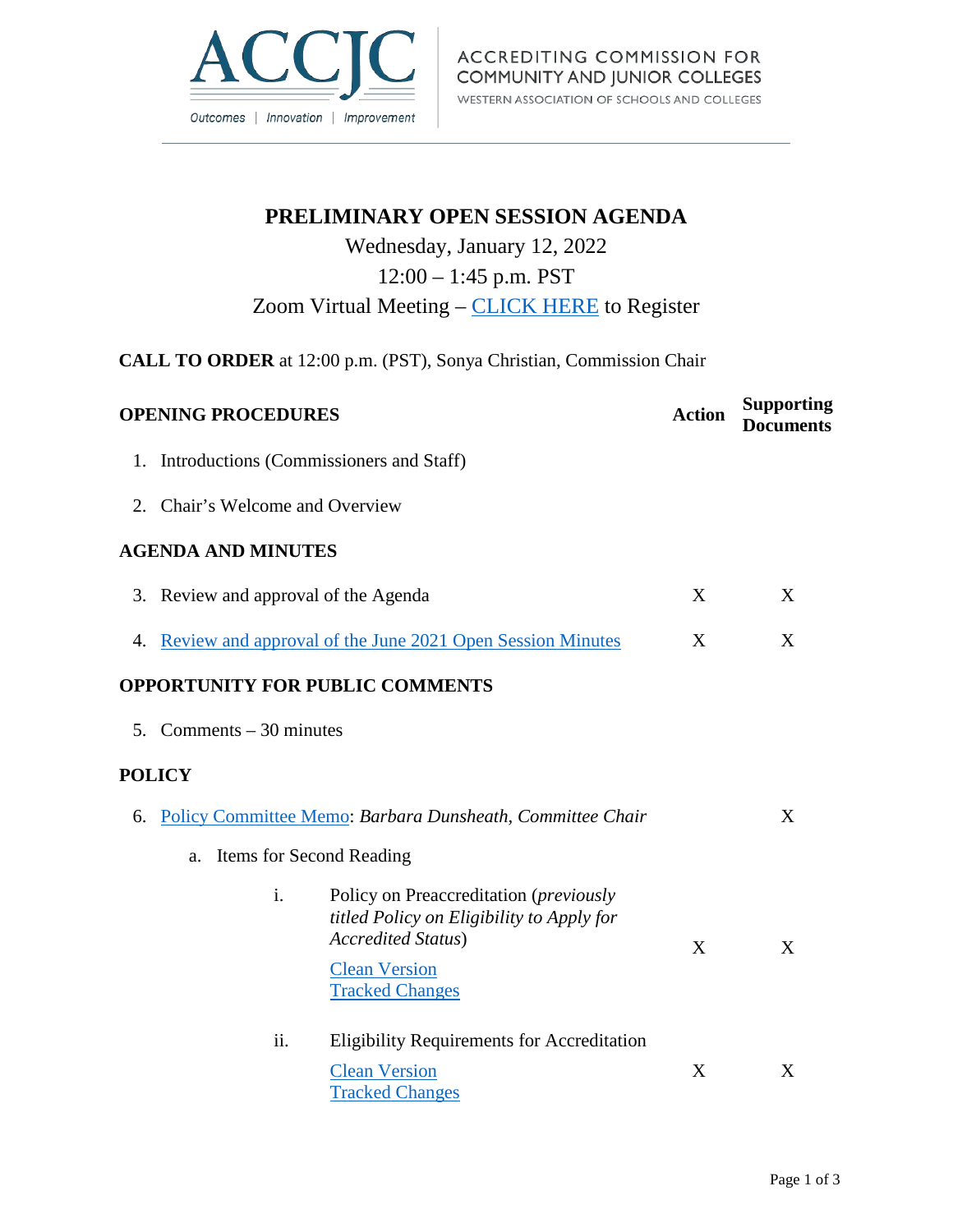# PRELIMINARY OPEN SESSION AGENDA

Wednesday, January 12, 2022

12:00 – 1:45 p.m. PST

Zoom Virtual Meeting – CLICK HERE to Register

**CALL TO ORDER** at 12:00 p.m. (PST), Sonya Christian, Commission Chair

| **OPENING PROCEDURES** | **Action** | **Supporting Documents** |
|---|---|---|
| 1. Introductions (Commissioners and Staff) | | |
| 2. Chair's Welcome and Overview | | |
| **AGENDA AND MINUTES** | | |
| 3. Review and approval of the Agenda | X | X |
| 4. Review and approval of the June 2021 Open Session Minutes | X | X |
| **OPPORTUNITY FOR PUBLIC COMMENTS** | | |
| 5. Comments – 30 minutes | | |
| **POLICY** | | |
| 6. Policy Committee Memo: *Barbara Dunsheath, Committee Chair* | | X |
| a. Items for Second Reading | | |
| i. Policy on Preaccreditation (*previously titled Policy on Eligibility to Apply for Accredited Status*) Clean Version Tracked Changes | X | X |
| ii. Eligibility Requirements for Accreditation Clean Version Tracked Changes | X | X |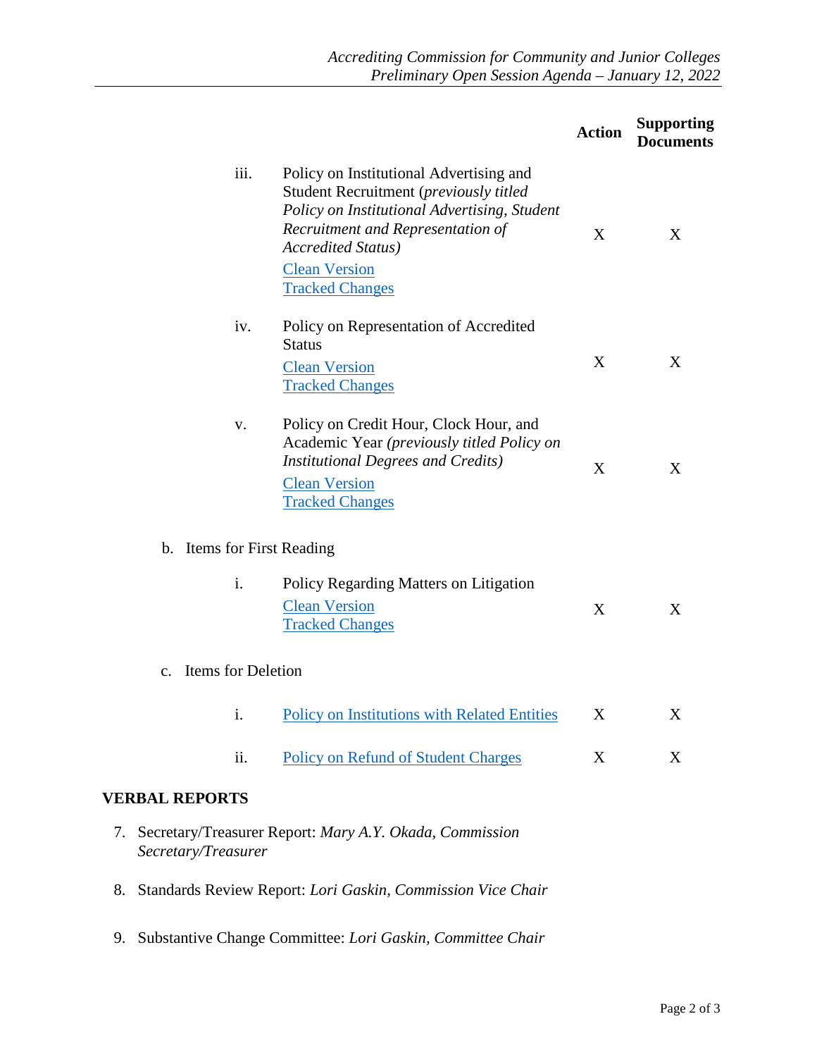| | Action | Supporting Documents |
|---|---|---|
| iii. Policy on Institutional Advertising and Student Recruitment (*previously titled Policy on Institutional Advertising, Student Recruitment and Representation of Accredited Status)*<br>Clean Version<br>Tracked Changes | X | X |
| iv. Policy on Representation of Accredited Status<br>Clean Version<br>Tracked Changes | X | X |
| v. Policy on Credit Hour, Clock Hour, and Academic Year *(previously titled Policy on Institutional Degrees and Credits)*<br>Clean Version<br>Tracked Changes | X | X |
| b. Items for First Reading | | |
| i. Policy Regarding Matters on Litigation<br>Clean Version<br>Tracked Changes | X | X |
| c. Items for Deletion | | |
| i. Policy on Institutions with Related Entities | X | X |
| ii. Policy on Refund of Student Charges | X | X |

**VERBAL REPORTS**

7. Secretary/Treasurer Report: *Mary A.Y. Okada, Commission Secretary/Treasurer*

8. Standards Review Report: *Lori Gaskin, Commission Vice Chair*

9. Substantive Change Committee: *Lori Gaskin, Committee Chair*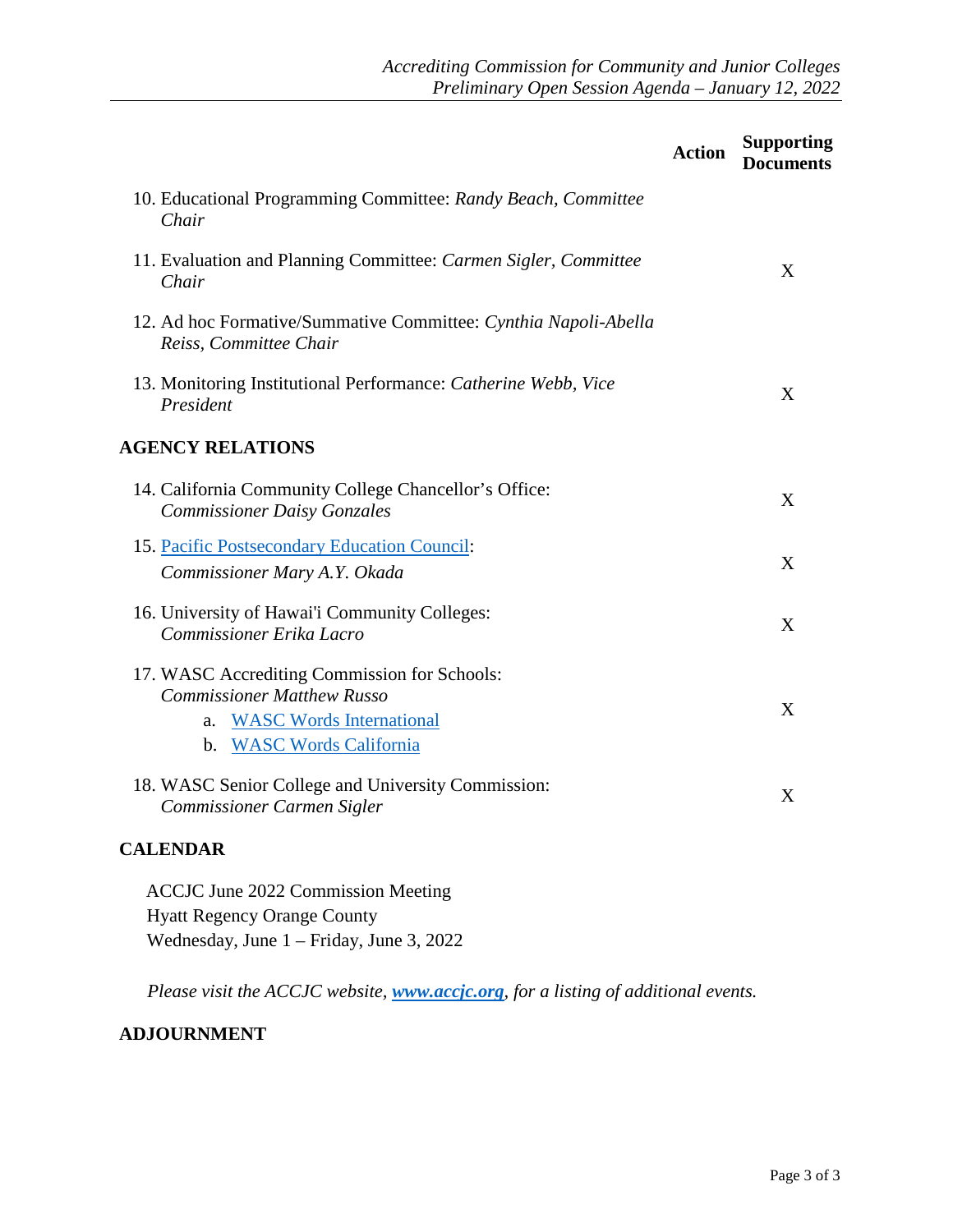| | Action | Supporting Documents |
|---|---|---|
| 10. Educational Programming Committee: *Randy Beach, Committee Chair* | | |
| 11. Evaluation and Planning Committee: *Carmen Sigler, Committee Chair* | | X |
| 12. Ad hoc Formative/Summative Committee: *Cynthia Napoli-Abella Reiss, Committee Chair* | | |
| 13. Monitoring Institutional Performance: *Catherine Webb, Vice President* | | X |
| **AGENCY RELATIONS** | | |
| 14. California Community College Chancellor's Office: *Commissioner Daisy Gonzales* | | X |
| 15. Pacific Postsecondary Education Council: *Commissioner Mary A.Y. Okada* | | X |
| 16. University of Hawai'i Community Colleges: *Commissioner Erika Lacro* | | X |
| 17. WASC Accrediting Commission for Schools: *Commissioner Matthew Russo*<br>a. WASC Words International<br>b. WASC Words California | | X |
| 18. WASC Senior College and University Commission: *Commissioner Carmen Sigler* | | X |

## CALENDAR

ACCJC June 2022 Commission Meeting
Hyatt Regency Orange County
Wednesday, June 1 – Friday, June 3, 2022

*Please visit the ACCJC website, **www.accjc.org**, for a listing of additional events.*

## ADJOURNMENT